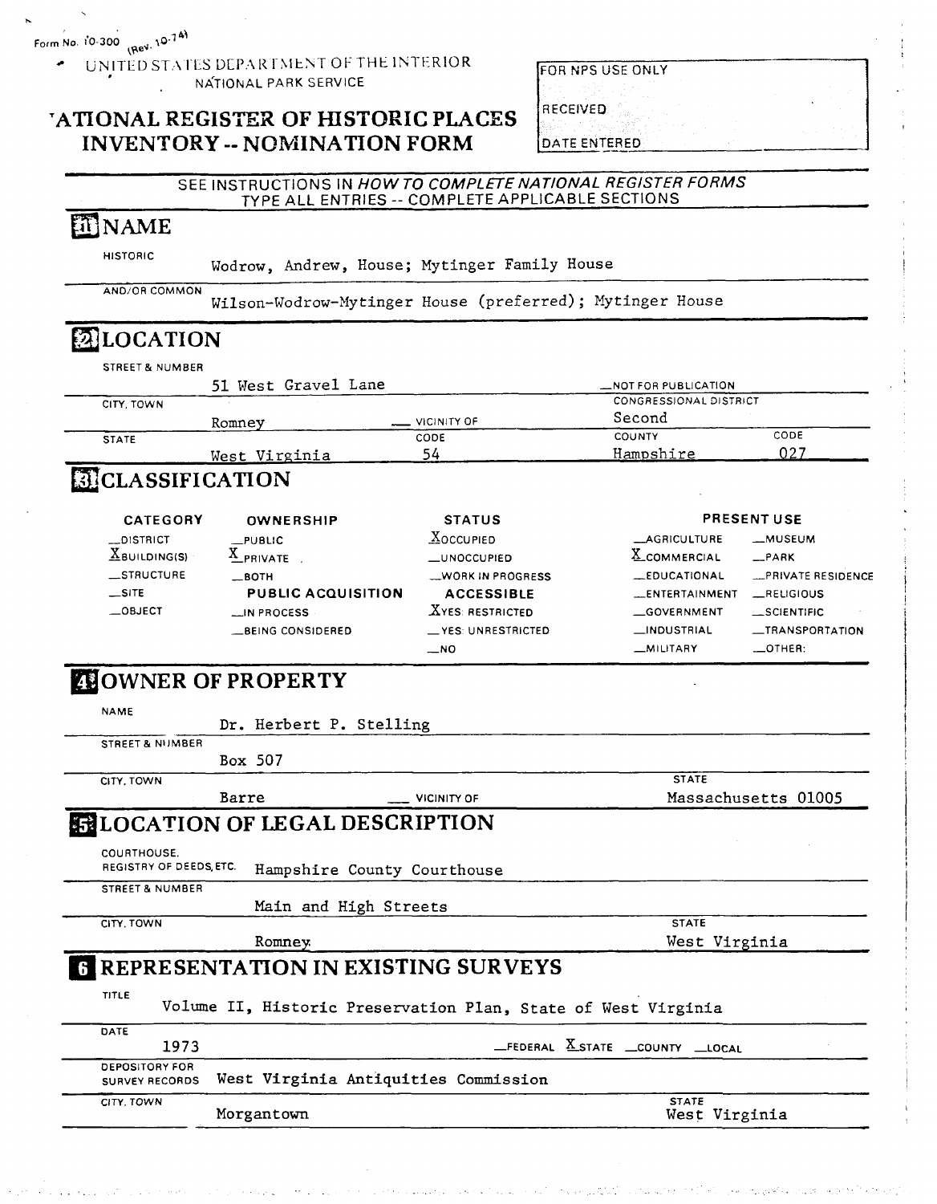Form No. 10-300 (Rev. 10-74)

UNITED STATES DEPARTMENT OF THE INTERIOR
NATIONAL PARK SERVICE

# NATIONAL REGISTER OF HISTORIC PLACES INVENTORY -- NOMINATION FORM

| FOR NPS USE ONLY |
|---|
| RECEIVED |
| DATE ENTERED |

SEE INSTRUCTIONS IN *HOW TO COMPLETE NATIONAL REGISTER FORMS*
TYPE ALL ENTRIES -- COMPLETE APPLICABLE SECTIONS

## 1 NAME

HISTORIC: Wodrow, Andrew, House; Mytinger Family House

AND/OR COMMON: Wilson-Wodrow-Mytinger House (preferred); Mytinger House

## 2 LOCATION

STREET & NUMBER: 51 West Gravel Lane — __NOT FOR PUBLICATION

CITY, TOWN: Romney — __ VICINITY OF — CONGRESSIONAL DISTRICT: Second

STATE: West Virginia — CODE: 54 — COUNTY: Hampshire — CODE: 027

## 3 CLASSIFICATION

| CATEGORY | OWNERSHIP | STATUS | PRESENT USE | |
|---|---|---|---|---|
| __DISTRICT | __PUBLIC | X OCCUPIED | __AGRICULTURE | __MUSEUM |
| X BUILDING(S) | X PRIVATE | __UNOCCUPIED | X COMMERCIAL | __PARK |
| __STRUCTURE | __BOTH | __WORK IN PROGRESS | __EDUCATIONAL | __PRIVATE RESIDENCE |
| __SITE | PUBLIC ACQUISITION | ACCESSIBLE | __ENTERTAINMENT | __RELIGIOUS |
| __OBJECT | __IN PROCESS | X YES: RESTRICTED | __GOVERNMENT | __SCIENTIFIC |
| | __BEING CONSIDERED | __YES: UNRESTRICTED | __INDUSTRIAL | __TRANSPORTATION |
| | | __NO | __MILITARY | __OTHER: |

## 4 OWNER OF PROPERTY

NAME: Dr. Herbert P. Stelling

STREET & NUMBER: Box 507

CITY, TOWN: Barre — __ VICINITY OF — STATE: Massachusetts 01005

## 5 LOCATION OF LEGAL DESCRIPTION

COURTHOUSE, REGISTRY OF DEEDS, ETC.: Hampshire County Courthouse

STREET & NUMBER: Main and High Streets

CITY, TOWN: Romney — STATE: West Virginia

## 6 REPRESENTATION IN EXISTING SURVEYS

TITLE: Volume II, Historic Preservation Plan, State of West Virginia

DATE: 1973 — __FEDERAL X STATE __COUNTY __LOCAL

DEPOSITORY FOR SURVEY RECORDS: West Virginia Antiquities Commission

CITY, TOWN: Morgantown — STATE: West Virginia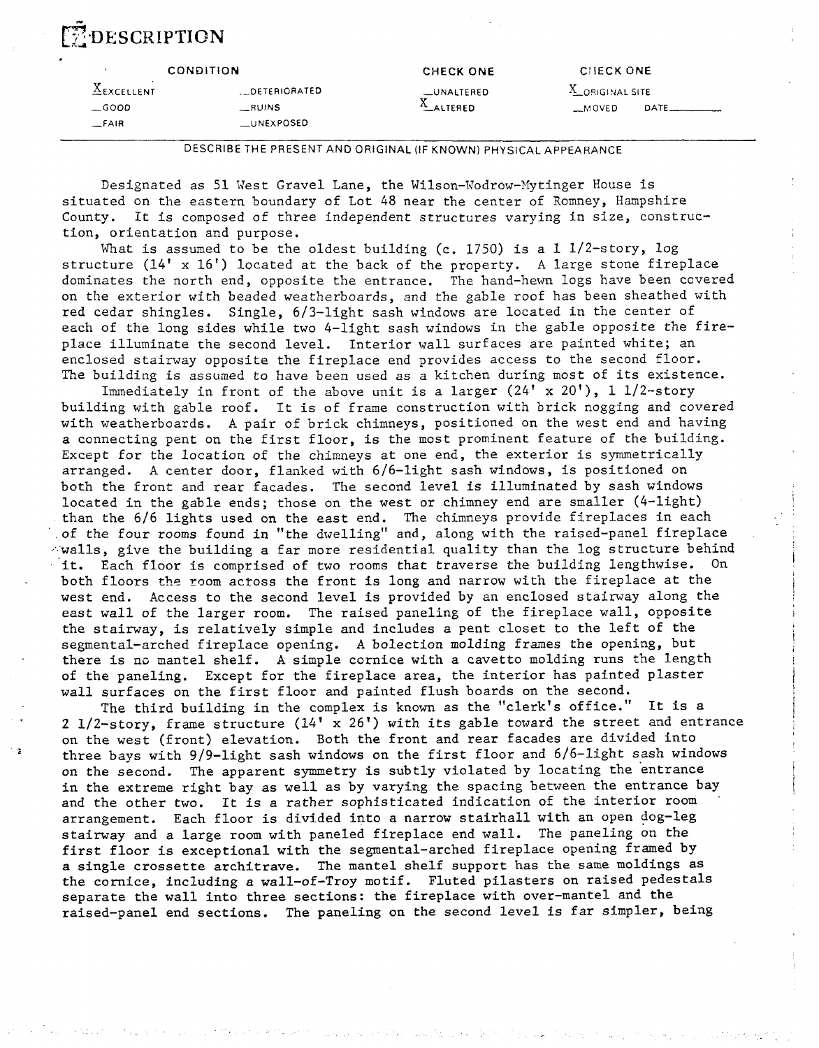# 7 DESCRIPTION

| CONDITION | | CHECK ONE | CHECK ONE |
|---|---|---|---|
| X EXCELLENT | __DETERIORATED | __UNALTERED | X ORIGINAL SITE |
| __GOOD | __RUINS | X ALTERED | __MOVED DATE______ |
| __FAIR | __UNEXPOSED | | |

DESCRIBE THE PRESENT AND ORIGINAL (IF KNOWN) PHYSICAL APPEARANCE

Designated as 51 West Gravel Lane, the Wilson-Wodrow-Mytinger House is situated on the eastern boundary of Lot 48 near the center of Romney, Hampshire County. It is composed of three independent structures varying in size, construction, orientation and purpose.

What is assumed to be the oldest building (c. 1750) is a 1 1/2-story, log structure (14' x 16') located at the back of the property. A large stone fireplace dominates the north end, opposite the entrance. The hand-hewn logs have been covered on the exterior with beaded weatherboards, and the gable roof has been sheathed with red cedar shingles. Single, 6/3-light sash windows are located in the center of each of the long sides while two 4-light sash windows in the gable opposite the fireplace illuminate the second level. Interior wall surfaces are painted white; an enclosed stairway opposite the fireplace end provides access to the second floor. The building is assumed to have been used as a kitchen during most of its existence.

Immediately in front of the above unit is a larger (24' x 20'), 1 1/2-story building with gable roof. It is of frame construction with brick nogging and covered with weatherboards. A pair of brick chimneys, positioned on the west end and having a connecting pent on the first floor, is the most prominent feature of the building. Except for the location of the chimneys at one end, the exterior is symmetrically arranged. A center door, flanked with 6/6-light sash windows, is positioned on both the front and rear facades. The second level is illuminated by sash windows located in the gable ends; those on the west or chimney end are smaller (4-light) than the 6/6 lights used on the east end. The chimneys provide fireplaces in each of the four rooms found in "the dwelling" and, along with the raised-panel fireplace walls, give the building a far more residential quality than the log structure behind it. Each floor is comprised of two rooms that traverse the building lengthwise. On both floors the room across the front is long and narrow with the fireplace at the west end. Access to the second level is provided by an enclosed stairway along the east wall of the larger room. The raised paneling of the fireplace wall, opposite the stairway, is relatively simple and includes a pent closet to the left of the segmental-arched fireplace opening. A bolection molding frames the opening, but there is no mantel shelf. A simple cornice with a cavetto molding runs the length of the paneling. Except for the fireplace area, the interior has painted plaster wall surfaces on the first floor and painted flush boards on the second.

The third building in the complex is known as the "clerk's office." It is a 2 1/2-story, frame structure (14' x 26') with its gable toward the street and entrance on the west (front) elevation. Both the front and rear facades are divided into three bays with 9/9-light sash windows on the first floor and 6/6-light sash windows on the second. The apparent symmetry is subtly violated by locating the entrance in the extreme right bay as well as by varying the spacing between the entrance bay and the other two. It is a rather sophisticated indication of the interior room arrangement. Each floor is divided into a narrow stairhall with an open dog-leg stairway and a large room with paneled fireplace end wall. The paneling on the first floor is exceptional with the segmental-arched fireplace opening framed by a single crossette architrave. The mantel shelf support has the same moldings as the cornice, including a wall-of-Troy motif. Fluted pilasters on raised pedestals separate the wall into three sections: the fireplace with over-mantel and the raised-panel end sections. The paneling on the second level is far simpler, being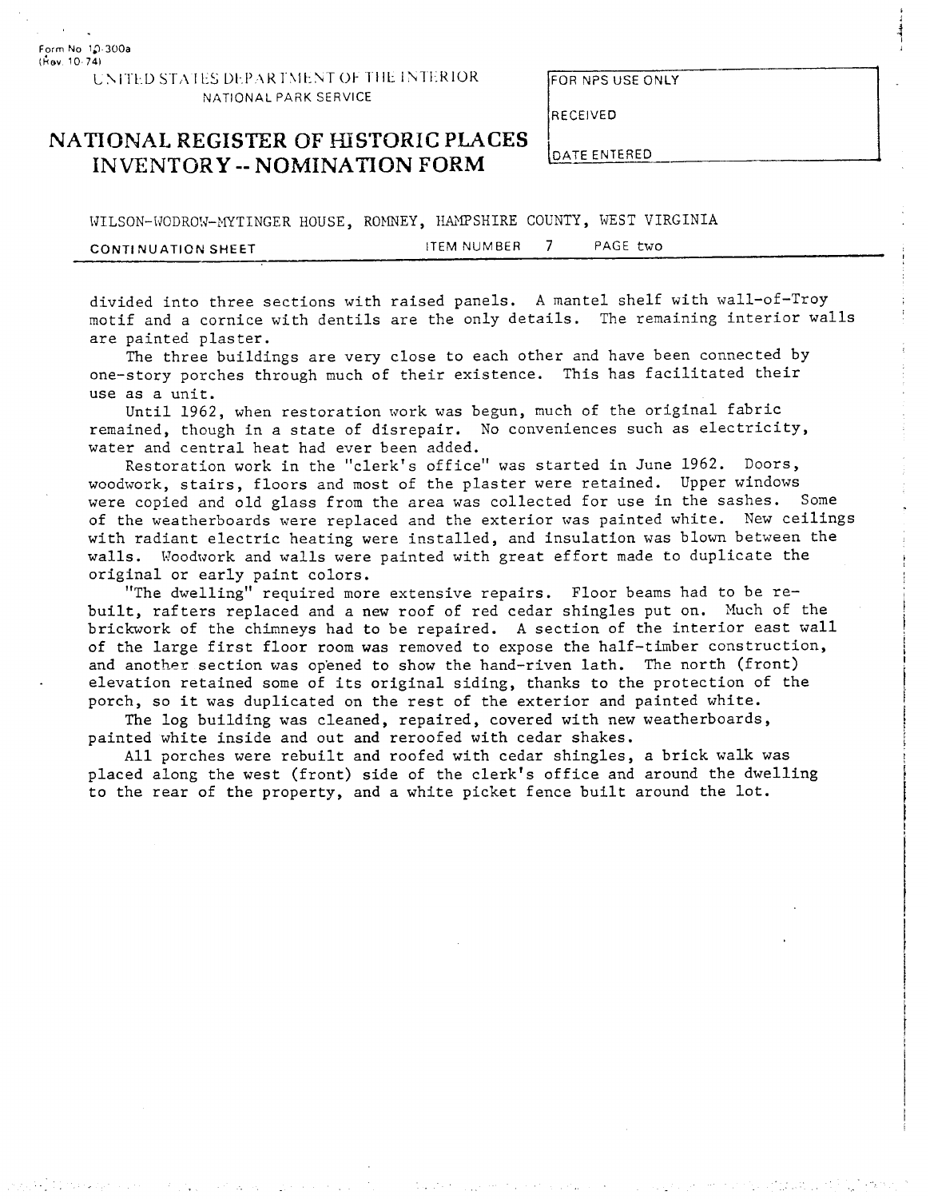WILSON-WODROW-MYTINGER HOUSE, ROMNEY, HAMPSHIRE COUNTY, WEST VIRGINIA

CONTINUATION SHEET ITEM NUMBER 7 PAGE two

divided into three sections with raised panels. A mantel shelf with wall-of-Troy motif and a cornice with dentils are the only details. The remaining interior walls are painted plaster.

The three buildings are very close to each other and have been connected by one-story porches through much of their existence. This has facilitated their use as a unit.

Until 1962, when restoration work was begun, much of the original fabric remained, though in a state of disrepair. No conveniences such as electricity, water and central heat had ever been added.

Restoration work in the "clerk's office" was started in June 1962. Doors, woodwork, stairs, floors and most of the plaster were retained. Upper windows were copied and old glass from the area was collected for use in the sashes. Some of the weatherboards were replaced and the exterior was painted white. New ceilings with radiant electric heating were installed, and insulation was blown between the walls. Woodwork and walls were painted with great effort made to duplicate the original or early paint colors.

"The dwelling" required more extensive repairs. Floor beams had to be re-built, rafters replaced and a new roof of red cedar shingles put on. Much of the brickwork of the chimneys had to be repaired. A section of the interior east wall of the large first floor room was removed to expose the half-timber construction, and another section was opened to show the hand-riven lath. The north (front) elevation retained some of its original siding, thanks to the protection of the porch, so it was duplicated on the rest of the exterior and painted white.

The log building was cleaned, repaired, covered with new weatherboards, painted white inside and out and reroofed with cedar shakes.

All porches were rebuilt and roofed with cedar shingles, a brick walk was placed along the west (front) side of the clerk's office and around the dwelling to the rear of the property, and a white picket fence built around the lot.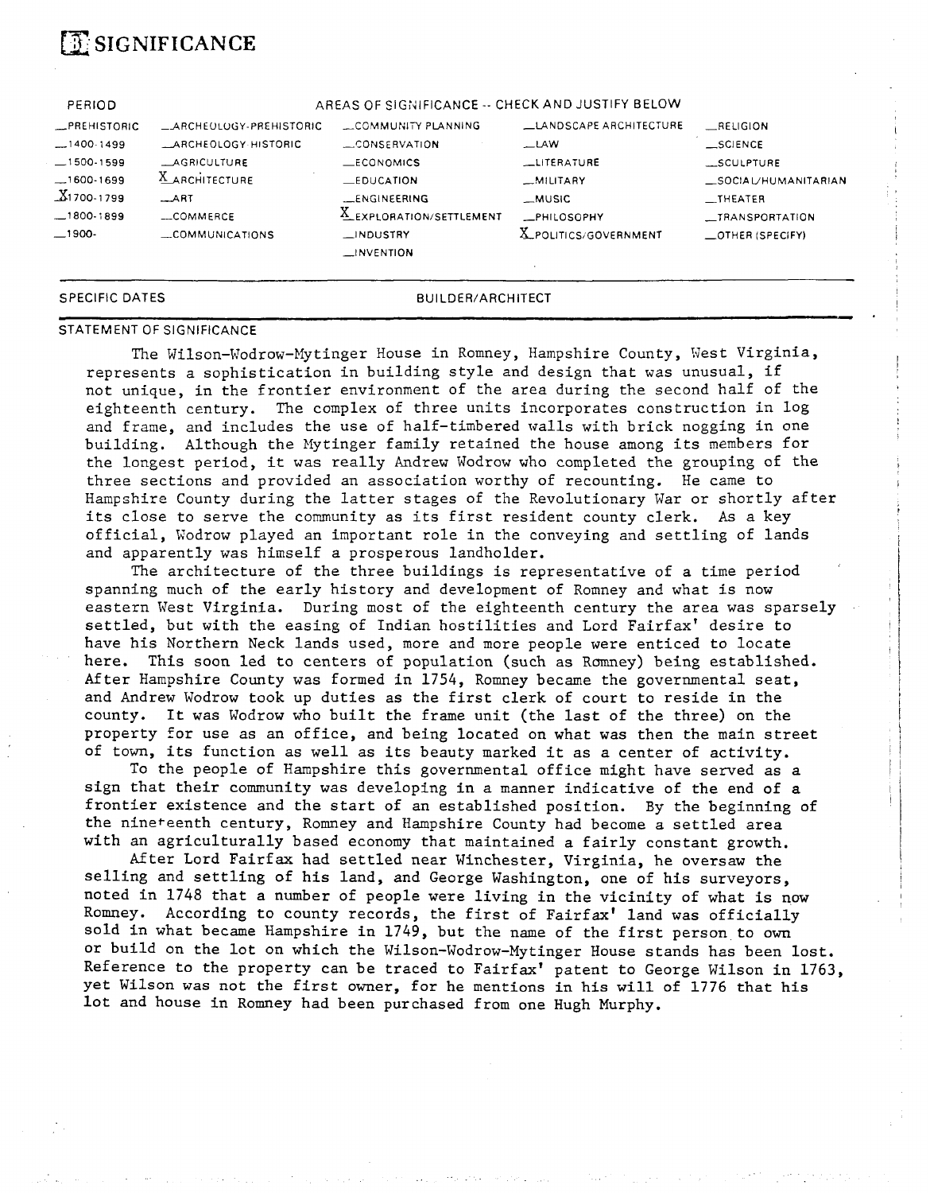# 8 SIGNIFICANCE

| PERIOD | AREAS OF SIGNIFICANCE -- CHECK AND JUSTIFY BELOW | | | |
|---|---|---|---|---|
| _PREHISTORIC | _ARCHEOLOGY-PREHISTORIC | _COMMUNITY PLANNING | _LANDSCAPE ARCHITECTURE | _RELIGION |
| _1400-1499 | _ARCHEOLOGY-HISTORIC | _CONSERVATION | _LAW | _SCIENCE |
| _1500-1599 | _AGRICULTURE | _ECONOMICS | _LITERATURE | _SCULPTURE |
| _1600-1699 | X ARCHITECTURE | _EDUCATION | _MILITARY | _SOCIAL/HUMANITARIAN |
| X 1700-1799 | _ART | _ENGINEERING | _MUSIC | _THEATER |
| _1800-1899 | _COMMERCE | X EXPLORATION/SETTLEMENT | _PHILOSOPHY | _TRANSPORTATION |
| _1900- | _COMMUNICATIONS | _INDUSTRY | X POLITICS/GOVERNMENT | _OTHER (SPECIFY) |
| | | _INVENTION | | |

SPECIFIC DATES BUILDER/ARCHITECT

STATEMENT OF SIGNIFICANCE

The Wilson-Wodrow-Mytinger House in Romney, Hampshire County, West Virginia, represents a sophistication in building style and design that was unusual, if not unique, in the frontier environment of the area during the second half of the eighteenth century. The complex of three units incorporates construction in log and frame, and includes the use of half-timbered walls with brick nogging in one building. Although the Mytinger family retained the house among its members for the longest period, it was really Andrew Wodrow who completed the grouping of the three sections and provided an association worthy of recounting. He came to Hampshire County during the latter stages of the Revolutionary War or shortly after its close to serve the community as its first resident county clerk. As a key official, Wodrow played an important role in the conveying and settling of lands and apparently was himself a prosperous landholder.

The architecture of the three buildings is representative of a time period spanning much of the early history and development of Romney and what is now eastern West Virginia. During most of the eighteenth century the area was sparsely settled, but with the easing of Indian hostilities and Lord Fairfax' desire to have his Northern Neck lands used, more and more people were enticed to locate here. This soon led to centers of population (such as Romney) being established. After Hampshire County was formed in 1754, Romney became the governmental seat, and Andrew Wodrow took up duties as the first clerk of court to reside in the county. It was Wodrow who built the frame unit (the last of the three) on the property for use as an office, and being located on what was then the main street of town, its function as well as its beauty marked it as a center of activity.

To the people of Hampshire this governmental office might have served as a sign that their community was developing in a manner indicative of the end of a frontier existence and the start of an established position. By the beginning of the nineteenth century, Romney and Hampshire County had become a settled area with an agriculturally based economy that maintained a fairly constant growth.

After Lord Fairfax had settled near Winchester, Virginia, he oversaw the selling and settling of his land, and George Washington, one of his surveyors, noted in 1748 that a number of people were living in the vicinity of what is now Romney. According to county records, the first of Fairfax' land was officially sold in what became Hampshire in 1749, but the name of the first person to own or build on the lot on which the Wilson-Wodrow-Mytinger House stands has been lost. Reference to the property can be traced to Fairfax' patent to George Wilson in 1763, yet Wilson was not the first owner, for he mentions in his will of 1776 that his lot and house in Romney had been purchased from one Hugh Murphy.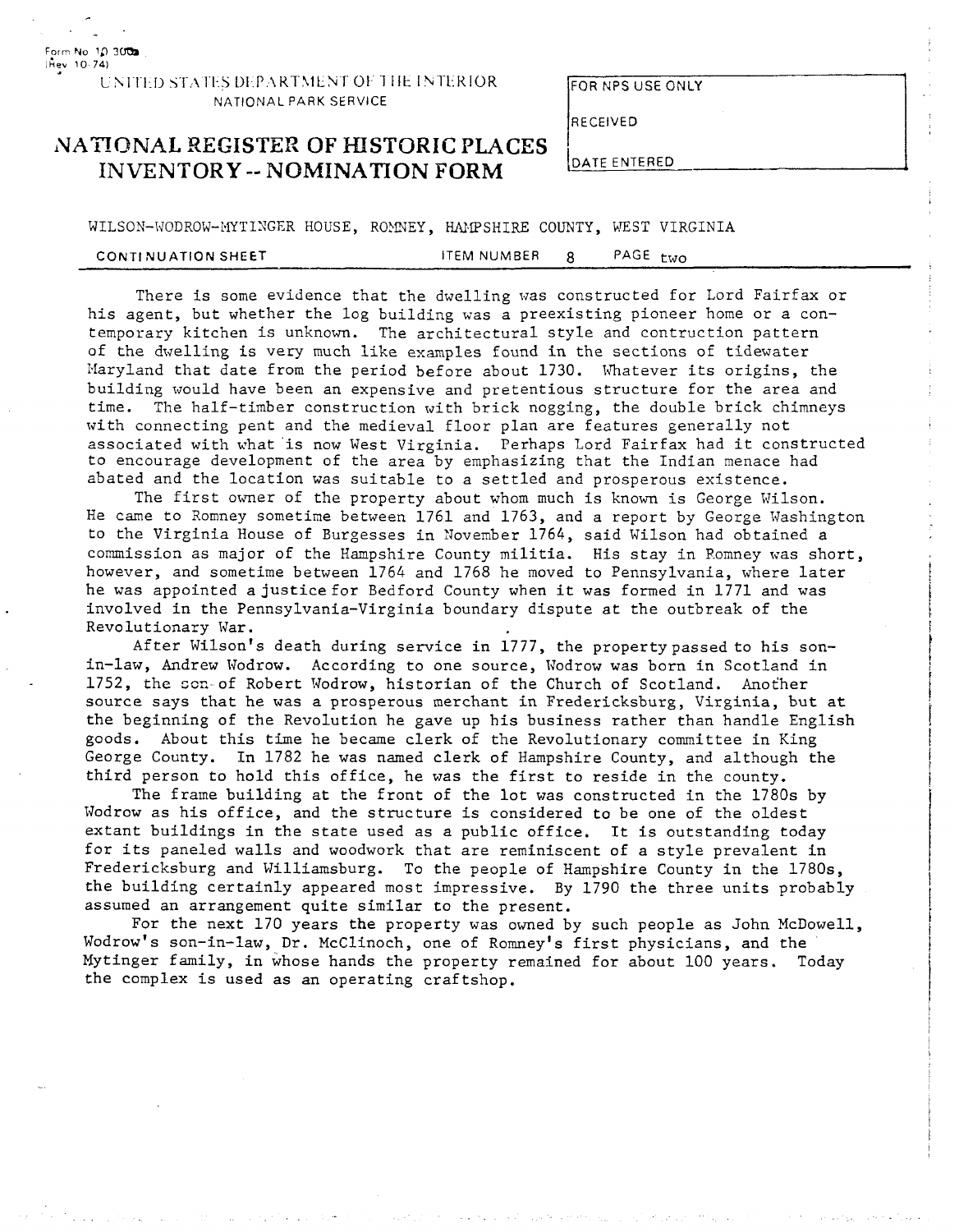WILSON-WODROW-MYTINGER HOUSE, ROMNEY, HAMPSHIRE COUNTY, WEST VIRGINIA

CONTINUATION SHEET — ITEM NUMBER 8 — PAGE two

There is some evidence that the dwelling was constructed for Lord Fairfax or his agent, but whether the log building was a preexisting pioneer home or a contemporary kitchen is unknown. The architectural style and contruction pattern of the dwelling is very much like examples found in the sections of tidewater Maryland that date from the period before about 1730. Whatever its origins, the building would have been an expensive and pretentious structure for the area and time. The half-timber construction with brick nogging, the double brick chimneys with connecting pent and the medieval floor plan are features generally not associated with what is now West Virginia. Perhaps Lord Fairfax had it constructed to encourage development of the area by emphasizing that the Indian menace had abated and the location was suitable to a settled and prosperous existence.

The first owner of the property about whom much is known is George Wilson. He came to Romney sometime between 1761 and 1763, and a report by George Washington to the Virginia House of Burgesses in November 1764, said Wilson had obtained a commission as major of the Hampshire County militia. His stay in Romney was short, however, and sometime between 1764 and 1768 he moved to Pennsylvania, where later he was appointed a justice for Bedford County when it was formed in 1771 and was involved in the Pennsylvania-Virginia boundary dispute at the outbreak of the Revolutionary War.

After Wilson's death during service in 1777, the property passed to his son-in-law, Andrew Wodrow. According to one source, Wodrow was born in Scotland in 1752, the son of Robert Wodrow, historian of the Church of Scotland. Another source says that he was a prosperous merchant in Fredericksburg, Virginia, but at the beginning of the Revolution he gave up his business rather than handle English goods. About this time he became clerk of the Revolutionary committee in King George County. In 1782 he was named clerk of Hampshire County, and although the third person to hold this office, he was the first to reside in the county.

The frame building at the front of the lot was constructed in the 1780s by Wodrow as his office, and the structure is considered to be one of the oldest extant buildings in the state used as a public office. It is outstanding today for its paneled walls and woodwork that are reminiscent of a style prevalent in Fredericksburg and Williamsburg. To the people of Hampshire County in the 1780s, the building certainly appeared most impressive. By 1790 the three units probably assumed an arrangement quite similar to the present.

For the next 170 years the property was owned by such people as John McDowell, Wodrow's son-in-law, Dr. McClinoch, one of Romney's first physicians, and the Mytinger family, in whose hands the property remained for about 100 years. Today the complex is used as an operating craftshop.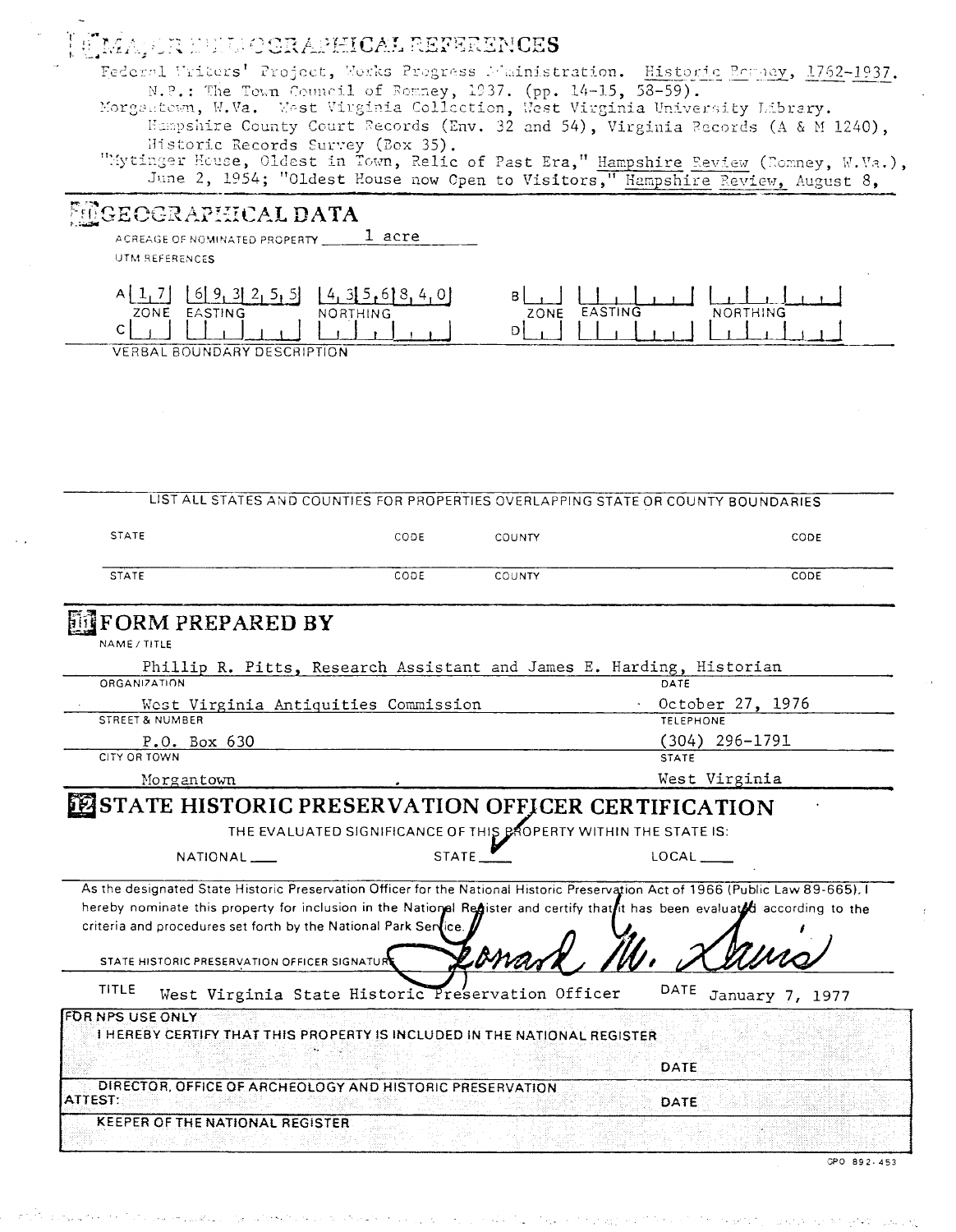## 9 MAJOR BIBLIOGRAPHICAL REFERENCES

Federal Writers' Project, Works Progress Administration. Historic Romney, 1762-1937. N.P.: The Town Council of Romney, 1937. (pp. 14-15, 58-59).

Morgantown, W.Va. West Virginia Collection, West Virginia University Library. Hampshire County Court Records (Env. 32 and 54), Virginia Records (A & M 1240), Historic Records Survey (Box 35).

"Mytinger House, Oldest in Town, Relic of Past Era," Hampshire Review (Romney, W.Va.), June 2, 1954; "Oldest House now Open to Visitors," Hampshire Review, August 8,

## 10 GEOGRAPHICAL DATA

ACREAGE OF NOMINATED PROPERTY 1 acre

UTM REFERENCES

| | ZONE | EASTING | NORTHING |
|---|---|---|---|
| A | 17 | 693255 | 4356840 |
| B | | | |
| C | | | |
| D | | | |

VERBAL BOUNDARY DESCRIPTION

LIST ALL STATES AND COUNTIES FOR PROPERTIES OVERLAPPING STATE OR COUNTY BOUNDARIES

| STATE | CODE | COUNTY | CODE |
|---|---|---|---|
| | | | |
| | | | |

## 11 FORM PREPARED BY

NAME / TITLE
Phillip R. Pitts, Research Assistant and James E. Harding, Historian

ORGANIZATION
West Virginia Antiquities Commission

DATE
October 27, 1976

STREET & NUMBER
P.O. Box 630

TELEPHONE
(304) 296-1791

CITY OR TOWN
Morgantown

STATE
West Virginia

## 12 STATE HISTORIC PRESERVATION OFFICER CERTIFICATION

THE EVALUATED SIGNIFICANCE OF THIS PROPERTY WITHIN THE STATE IS:

NATIONAL ___ STATE ✓ LOCAL ___

As the designated State Historic Preservation Officer for the National Historic Preservation Act of 1966 (Public Law 89-665), I hereby nominate this property for inclusion in the National Register and certify that it has been evaluated according to the criteria and procedures set forth by the National Park Service.

STATE HISTORIC PRESERVATION OFFICER SIGNATURE Leonard M. Davis

TITLE West Virginia State Historic Preservation Officer DATE January 7, 1977

FOR NPS USE ONLY

I HEREBY CERTIFY THAT THIS PROPERTY IS INCLUDED IN THE NATIONAL REGISTER

DATE

DIRECTOR, OFFICE OF ARCHEOLOGY AND HISTORIC PRESERVATION

ATTEST: DATE

KEEPER OF THE NATIONAL REGISTER

GPO 892-453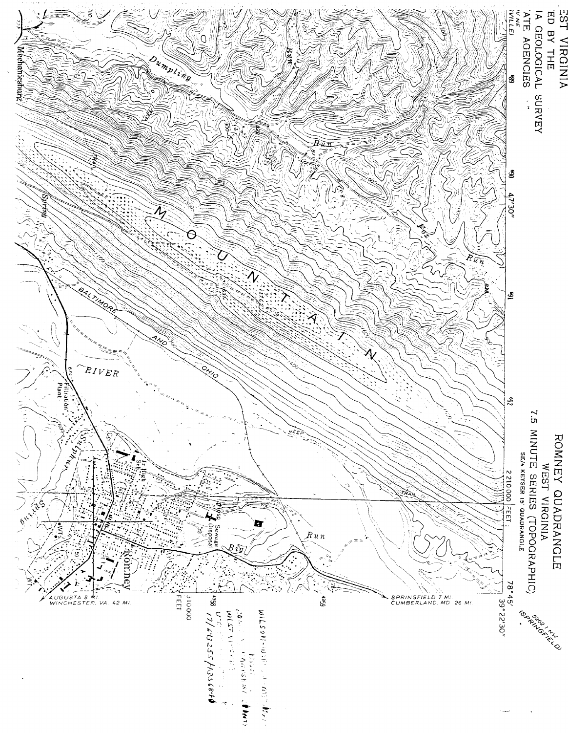ROMNEY QUADRANGLE
WEST VIRGINIA
7.5 MINUTE SERIES (TOPOGRAPHIC)
SE/4 KEYSER 15' QUADRANGLE

5262 I NW
(SPRINGFIELD)

39°22'30"
78°45'

ΞST VIRGINIA
ED BY THE
IA GEOLOGICAL SURVEY
'ATE AGENCIES

MOUNTAIN

Dumpling Run

Fox Run

Spring

BALTIMORE AND OHIO

RIVER

JEEP

TRAIL

Filtration Plant

Sulphur Spring

Cem

Jr High Sch

Disp Sewage Disposal

Big Run

Romney

2 210 000 FEET

310000 FEET

Mechanicsburg

SPRINGFIELD 7 MI.
CUMBERLAND, MD. 26 MI.

AUGUSTA 8 MI.
WINCHESTER, VA. 42 MI.

WILSON-IDE... HOUSE
...
WEST VIRGINIA
17/6G255/4356840